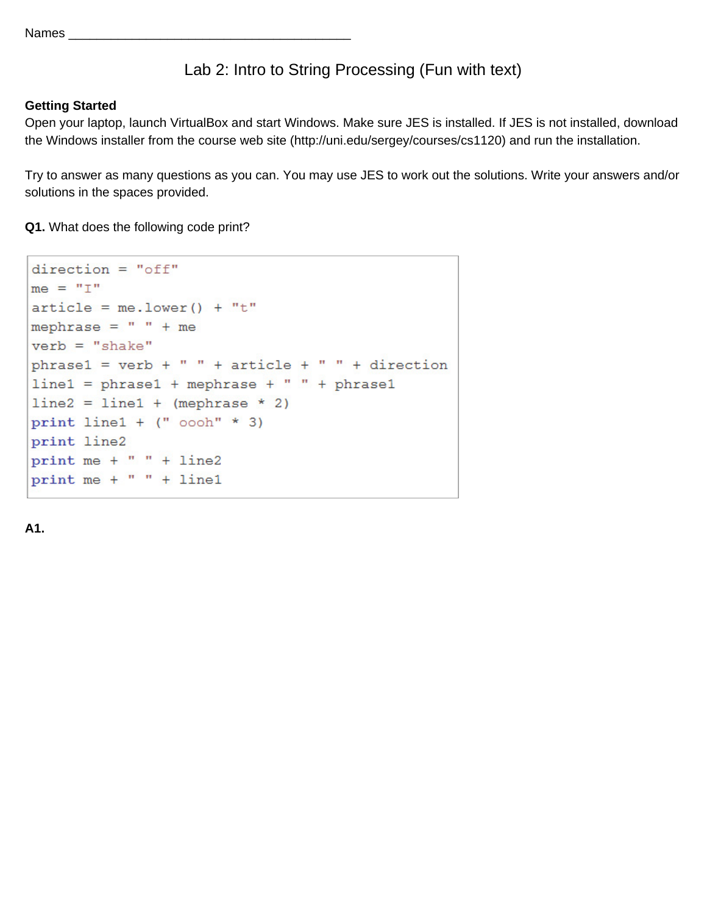Names ________________________________________

# Lab 2: Intro to String Processing (Fun with text)

**Getting Started**
Open your laptop, launch VirtualBox and start Windows. Make sure JES is installed. If JES is not installed, download the Windows installer from the course web site (http://uni.edu/sergey/courses/cs1120) and run the installation.

Try to answer as many questions as you can. You may use JES to work out the solutions. Write your answers and/or solutions in the spaces provided.

**Q1.** What does the following code print?

```
direction = "off"
me = "I"
article = me.lower() + "t"
mephrase = " " + me
verb = "shake"
phrase1 = verb + " " + article + " " + direction
line1 = phrase1 + mephrase + " " + phrase1
line2 = line1 + (mephrase * 2)
print line1 + (" oooh" * 3)
print line2
print me + " " + line2
print me + " " + line1
```

**A1.**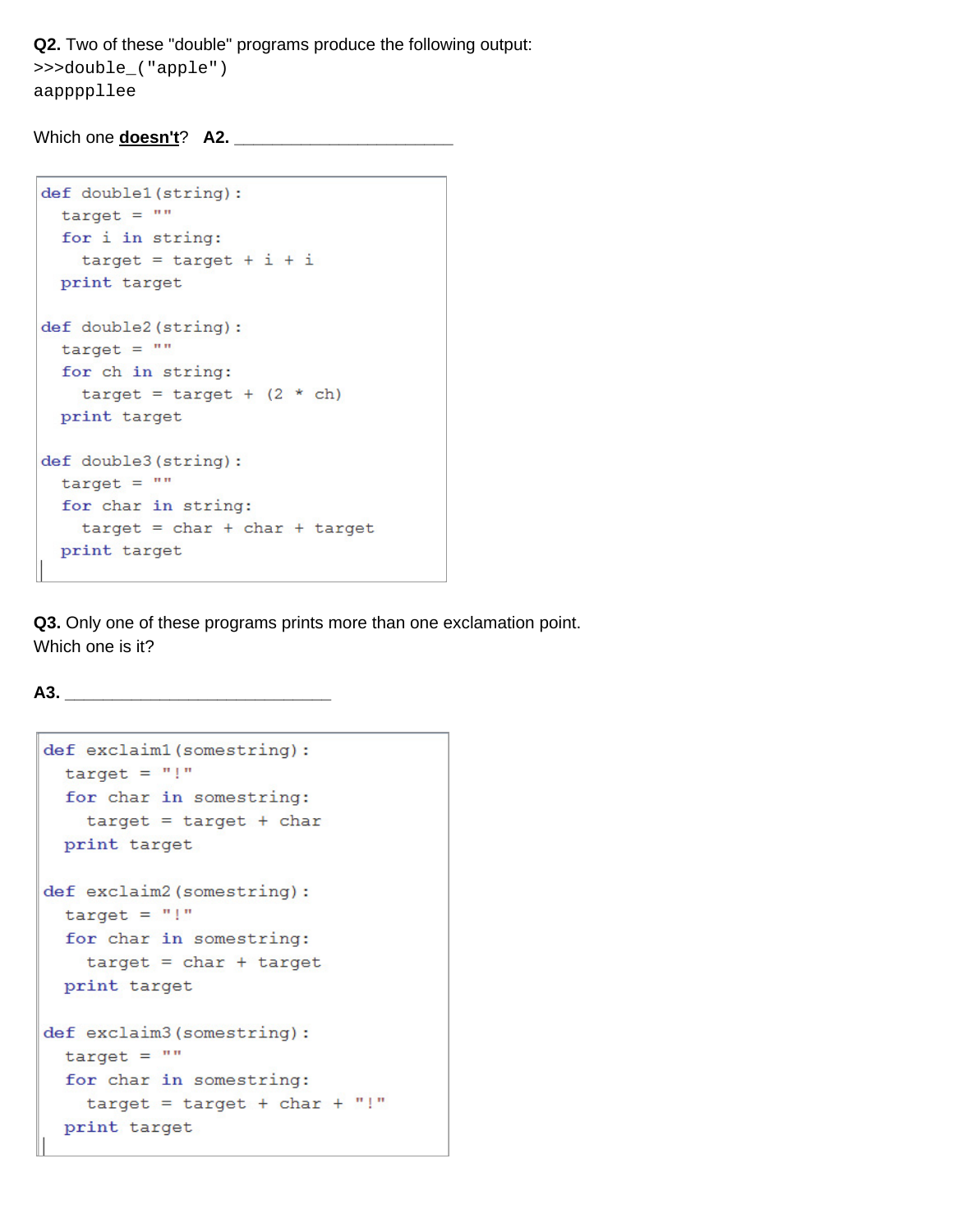**Q2.** Two of these "double" programs produce the following output:

```
>>>double_("apple")
aapppplle
```

Which one **doesn't**? **A2.** ________________________

```
def double1(string):
  target = ""
  for i in string:
    target = target + i + i
  print target

def double2(string):
  target = ""
  for ch in string:
    target = target + (2 * ch)
  print target

def double3(string):
  target = ""
  for char in string:
    target = char + char + target
  print target
```

**Q3.** Only one of these programs prints more than one exclamation point. Which one is it?

**A3.** ______________________________

```
def exclaim1(somestring):
  target = "!"
  for char in somestring:
    target = target + char
  print target

def exclaim2(somestring):
  target = "!"
  for char in somestring:
    target = char + target
  print target

def exclaim3(somestring):
  target = ""
  for char in somestring:
    target = target + char + "!"
  print target
```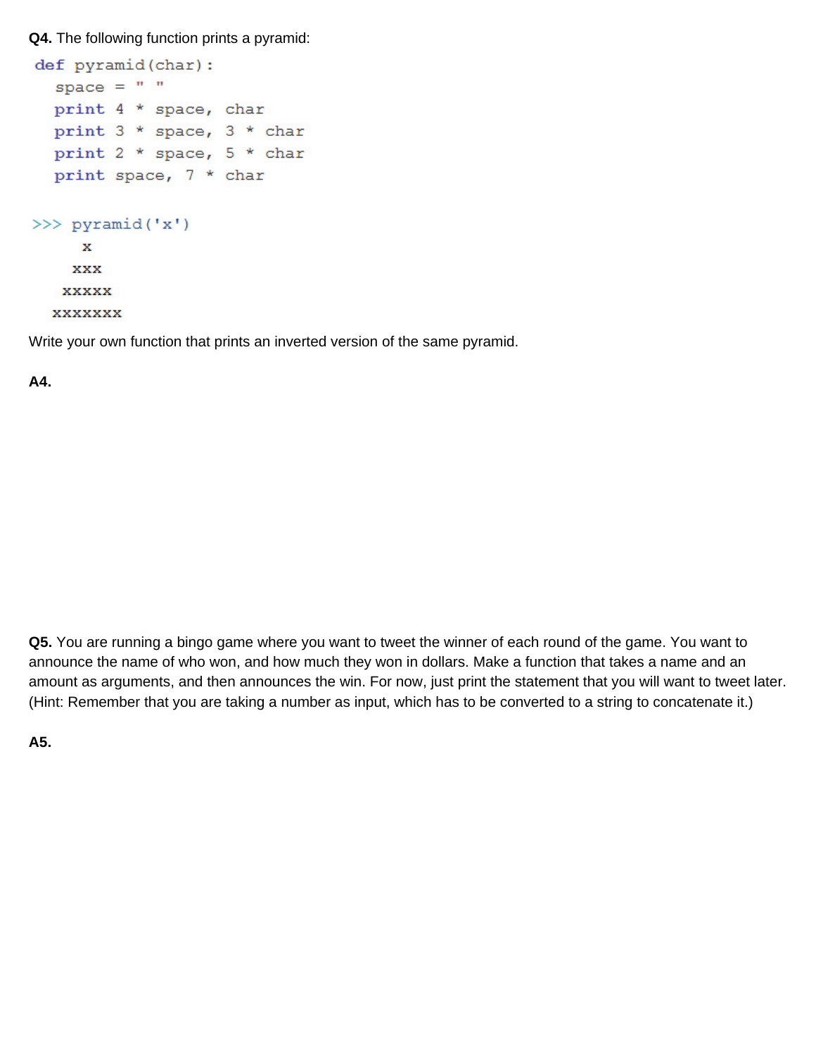**Q4.** The following function prints a pyramid:

```
def pyramid(char):
   space = " "
   print 4 * space, char
   print 3 * space, 3 * char
   print 2 * space, 5 * char
   print space, 7 * char
```

```
>>> pyramid('x')
     x
    xxx
   xxxxx
  xxxxxxx
```

Write your own function that prints an inverted version of the same pyramid.

**A4.**

**Q5.** You are running a bingo game where you want to tweet the winner of each round of the game. You want to announce the name of who won, and how much they won in dollars. Make a function that takes a name and an amount as arguments, and then announces the win. For now, just print the statement that you will want to tweet later. (Hint: Remember that you are taking a number as input, which has to be converted to a string to concatenate it.)

**A5.**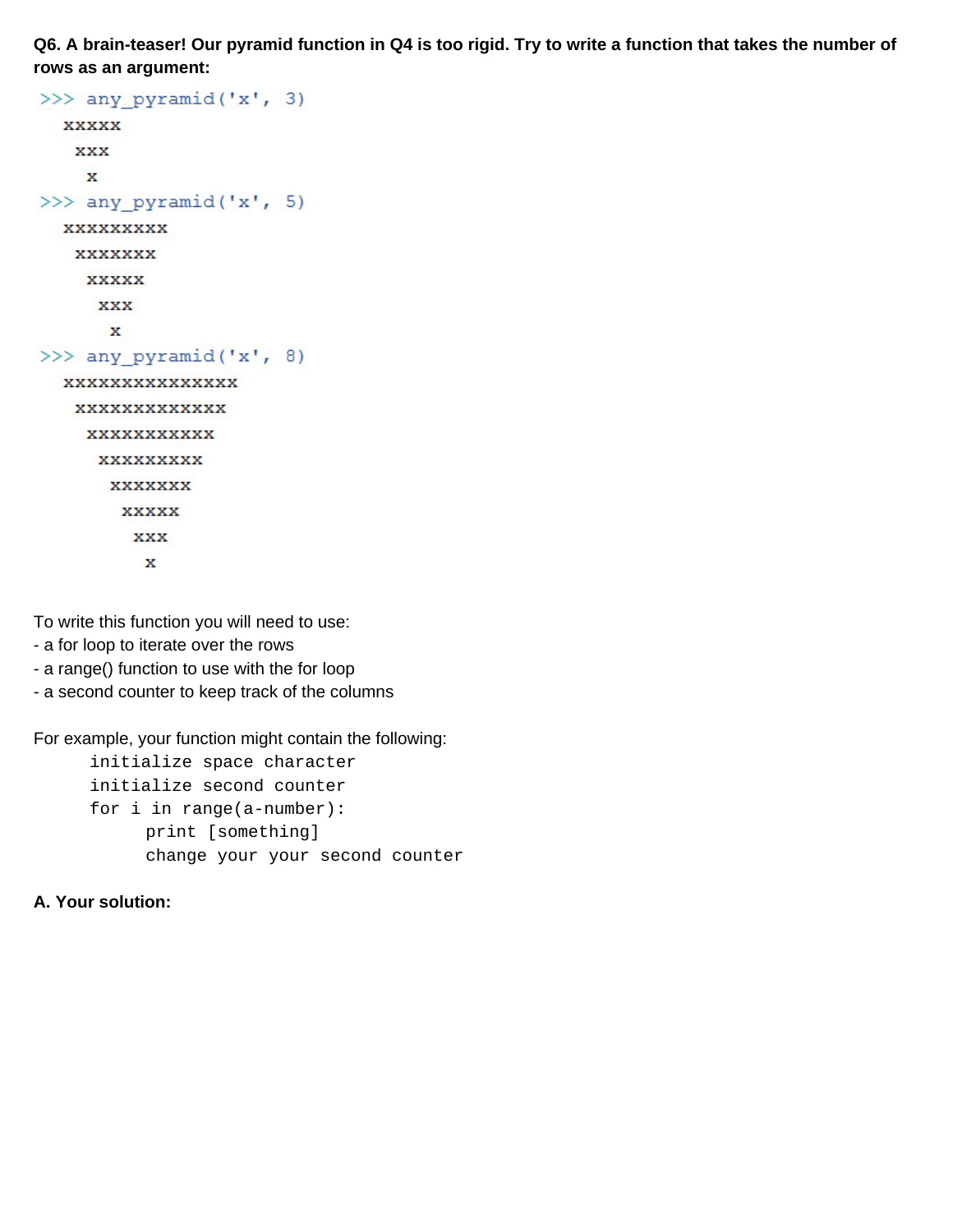**Q6. A brain-teaser! Our pyramid function in Q4 is too rigid. Try to write a function that takes the number of rows as an argument:**

```
>>> any_pyramid('x', 3)
 xxxxx
  xxx
   x
>>> any_pyramid('x', 5)
 xxxxxxxxx
  xxxxxxx
   xxxxx
    xxx
     x
>>> any_pyramid('x', 8)
 xxxxxxxxxxxxxxx
  xxxxxxxxxxxxx
   xxxxxxxxxxx
    xxxxxxxxx
     xxxxxxx
      xxxxx
       xxx
        x
```

To write this function you will need to use:
- a for loop to iterate over the rows
- a range() function to use with the for loop
- a second counter to keep track of the columns

For example, your function might contain the following:

```
initialize space character
initialize second counter
for i in range(a-number):
     print [something]
     change your your second counter
```

**A. Your solution:**